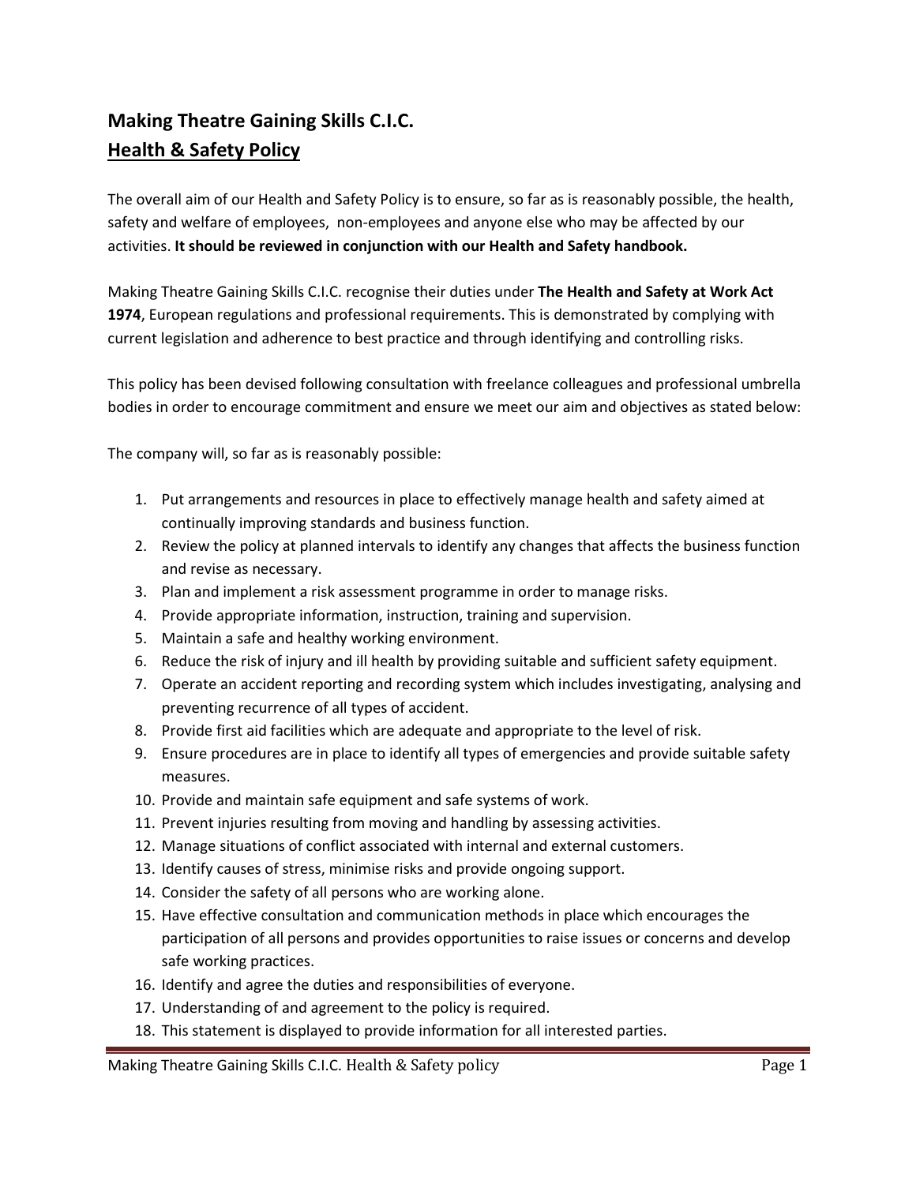## Making Theatre Gaining Skills C.I.C.

## Health & Safety Policy

The overall aim of our Health and Safety Policy is to ensure, so far as is reasonably possible, the health, safety and welfare of employees, non-employees and anyone else who may be affected by our activities. **It should be reviewed in conjunction with our Health and Safety handbook.**

Making Theatre Gaining Skills C.I.C. recognise their duties under **The Health and Safety at Work Act 1974**, European regulations and professional requirements. This is demonstrated by complying with current legislation and adherence to best practice and through identifying and controlling risks.

This policy has been devised following consultation with freelance colleagues and professional umbrella bodies in order to encourage commitment and ensure we meet our aim and objectives as stated below:

The company will, so far as is reasonably possible:

1. Put arrangements and resources in place to effectively manage health and safety aimed at continually improving standards and business function.
2. Review the policy at planned intervals to identify any changes that affects the business function and revise as necessary.
3. Plan and implement a risk assessment programme in order to manage risks.
4. Provide appropriate information, instruction, training and supervision.
5. Maintain a safe and healthy working environment.
6. Reduce the risk of injury and ill health by providing suitable and sufficient safety equipment.
7. Operate an accident reporting and recording system which includes investigating, analysing and preventing recurrence of all types of accident.
8. Provide first aid facilities which are adequate and appropriate to the level of risk.
9. Ensure procedures are in place to identify all types of emergencies and provide suitable safety measures.
10. Provide and maintain safe equipment and safe systems of work.
11. Prevent injuries resulting from moving and handling by assessing activities.
12. Manage situations of conflict associated with internal and external customers.
13. Identify causes of stress, minimise risks and provide ongoing support.
14. Consider the safety of all persons who are working alone.
15. Have effective consultation and communication methods in place which encourages the participation of all persons and provides opportunities to raise issues or concerns and develop safe working practices.
16. Identify and agree the duties and responsibilities of everyone.
17. Understanding of and agreement to the policy is required.
18. This statement is displayed to provide information for all interested parties.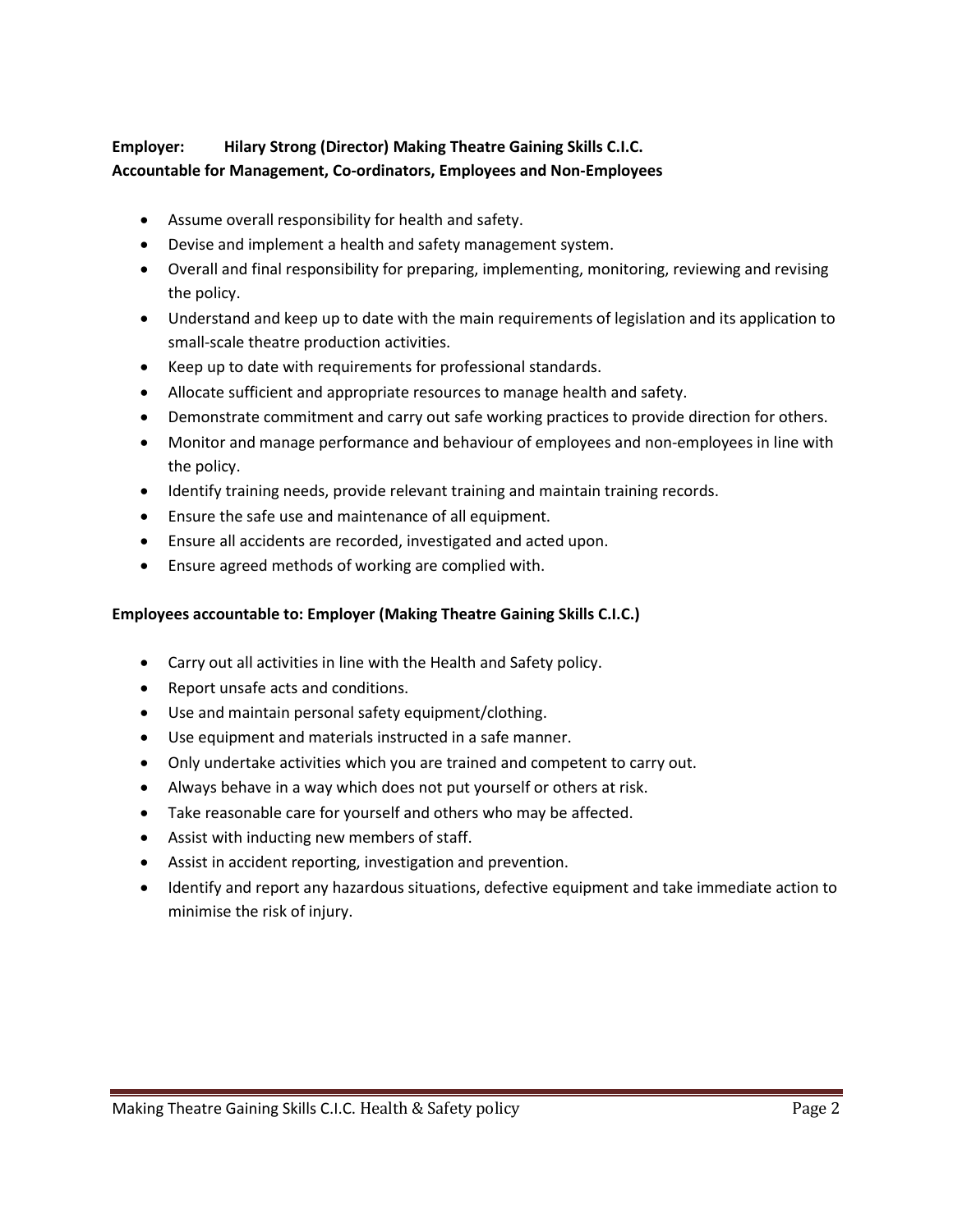**Employer: Hilary Strong (Director) Making Theatre Gaining Skills C.I.C.**
**Accountable for Management, Co-ordinators, Employees and Non-Employees**

- Assume overall responsibility for health and safety.
- Devise and implement a health and safety management system.
- Overall and final responsibility for preparing, implementing, monitoring, reviewing and revising the policy.
- Understand and keep up to date with the main requirements of legislation and its application to small-scale theatre production activities.
- Keep up to date with requirements for professional standards.
- Allocate sufficient and appropriate resources to manage health and safety.
- Demonstrate commitment and carry out safe working practices to provide direction for others.
- Monitor and manage performance and behaviour of employees and non-employees in line with the policy.
- Identify training needs, provide relevant training and maintain training records.
- Ensure the safe use and maintenance of all equipment.
- Ensure all accidents are recorded, investigated and acted upon.
- Ensure agreed methods of working are complied with.

**Employees accountable to: Employer (Making Theatre Gaining Skills C.I.C.)**

- Carry out all activities in line with the Health and Safety policy.
- Report unsafe acts and conditions.
- Use and maintain personal safety equipment/clothing.
- Use equipment and materials instructed in a safe manner.
- Only undertake activities which you are trained and competent to carry out.
- Always behave in a way which does not put yourself or others at risk.
- Take reasonable care for yourself and others who may be affected.
- Assist with inducting new members of staff.
- Assist in accident reporting, investigation and prevention.
- Identify and report any hazardous situations, defective equipment and take immediate action to minimise the risk of injury.